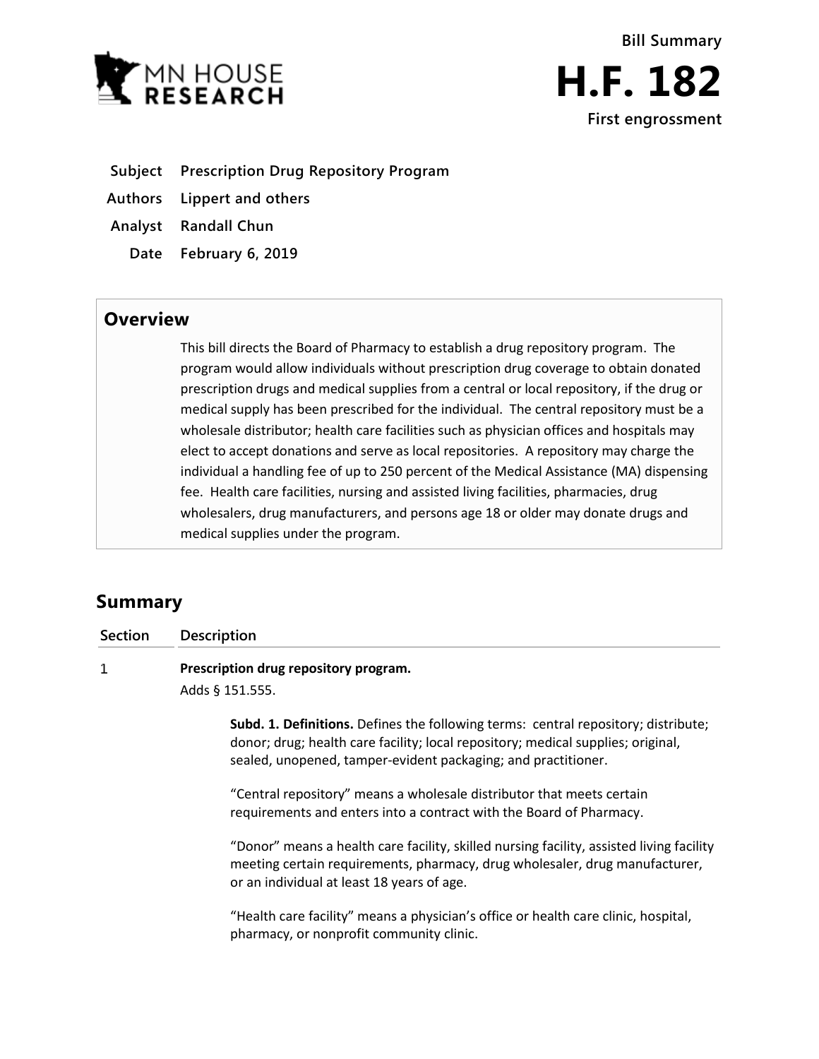Bill Summary

# H.F. 182

**First engrossment**

| | |
|---|---|
| **Subject** | **Prescription Drug Repository Program** |
| **Authors** | **Lippert and others** |
| **Analyst** | **Randall Chun** |
| **Date** | **February 6, 2019** |

## Overview

This bill directs the Board of Pharmacy to establish a drug repository program. The program would allow individuals without prescription drug coverage to obtain donated prescription drugs and medical supplies from a central or local repository, if the drug or medical supply has been prescribed for the individual. The central repository must be a wholesale distributor; health care facilities such as physician offices and hospitals may elect to accept donations and serve as local repositories. A repository may charge the individual a handling fee of up to 250 percent of the Medical Assistance (MA) dispensing fee. Health care facilities, nursing and assisted living facilities, pharmacies, drug wholesalers, drug manufacturers, and persons age 18 or older may donate drugs and medical supplies under the program.

## Summary

| Section | Description |
|---|---|
| 1 | **Prescription drug repository program.** |

Adds § 151.555.

**Subd. 1. Definitions.** Defines the following terms: central repository; distribute; donor; drug; health care facility; local repository; medical supplies; original, sealed, unopened, tamper-evident packaging; and practitioner.

"Central repository" means a wholesale distributor that meets certain requirements and enters into a contract with the Board of Pharmacy.

"Donor" means a health care facility, skilled nursing facility, assisted living facility meeting certain requirements, pharmacy, drug wholesaler, drug manufacturer, or an individual at least 18 years of age.

"Health care facility" means a physician's office or health care clinic, hospital, pharmacy, or nonprofit community clinic.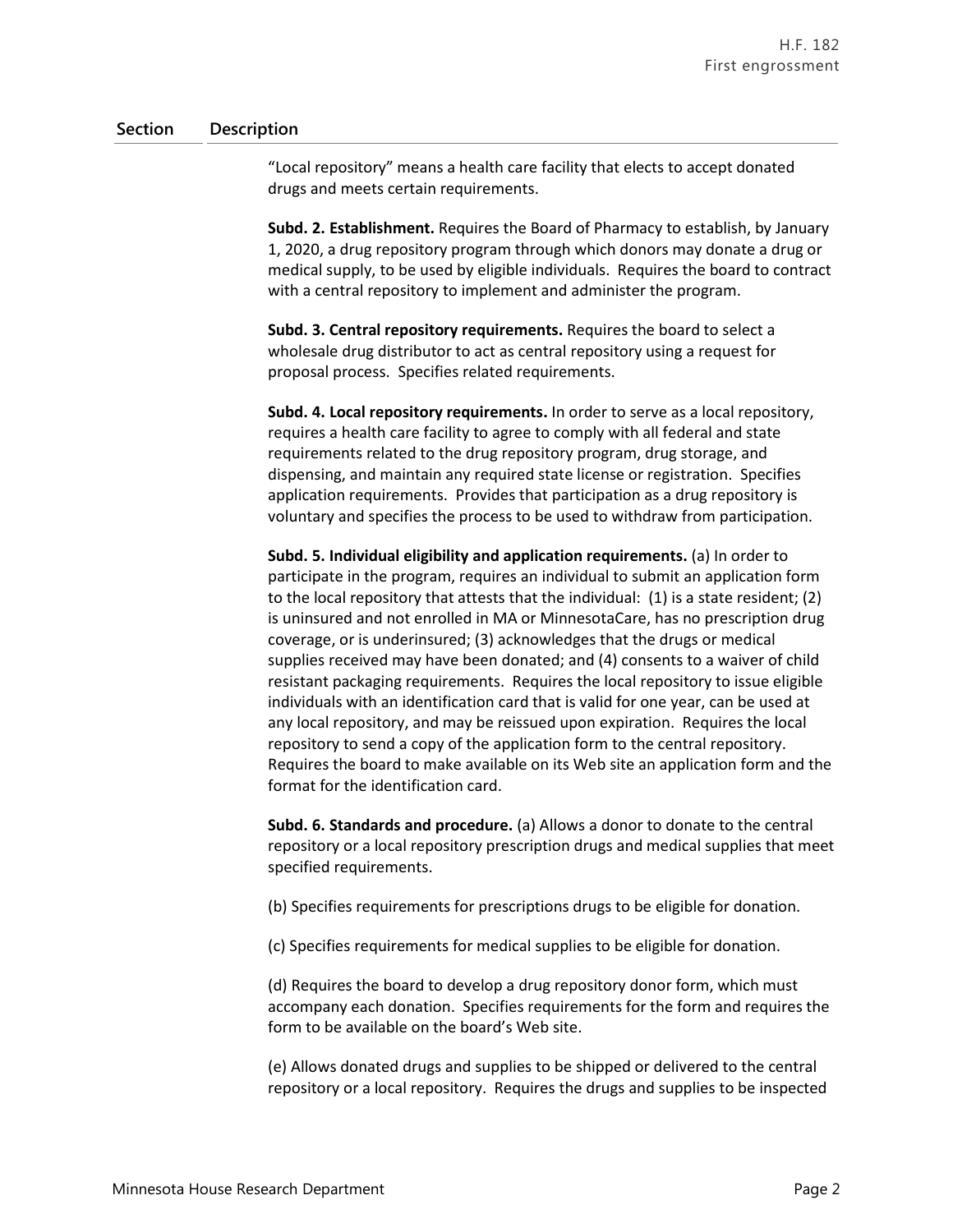| Section | Description |
|---|---|
| | "Local repository" means a health care facility that elects to accept donated drugs and meets certain requirements.<br><br>**Subd. 2. Establishment.** Requires the Board of Pharmacy to establish, by January 1, 2020, a drug repository program through which donors may donate a drug or medical supply, to be used by eligible individuals. Requires the board to contract with a central repository to implement and administer the program.<br><br>**Subd. 3. Central repository requirements.** Requires the board to select a wholesale drug distributor to act as central repository using a request for proposal process. Specifies related requirements.<br><br>**Subd. 4. Local repository requirements.** In order to serve as a local repository, requires a health care facility to agree to comply with all federal and state requirements related to the drug repository program, drug storage, and dispensing, and maintain any required state license or registration. Specifies application requirements. Provides that participation as a drug repository is voluntary and specifies the process to be used to withdraw from participation.<br><br>**Subd. 5. Individual eligibility and application requirements.** (a) In order to participate in the program, requires an individual to submit an application form to the local repository that attests that the individual: (1) is a state resident; (2) is uninsured and not enrolled in MA or MinnesotaCare, has no prescription drug coverage, or is underinsured; (3) acknowledges that the drugs or medical supplies received may have been donated; and (4) consents to a waiver of child resistant packaging requirements. Requires the local repository to issue eligible individuals with an identification card that is valid for one year, can be used at any local repository, and may be reissued upon expiration. Requires the local repository to send a copy of the application form to the central repository. Requires the board to make available on its Web site an application form and the format for the identification card.<br><br>**Subd. 6. Standards and procedure.** (a) Allows a donor to donate to the central repository or a local repository prescription drugs and medical supplies that meet specified requirements.<br><br>(b) Specifies requirements for prescriptions drugs to be eligible for donation.<br><br>(c) Specifies requirements for medical supplies to be eligible for donation.<br><br>(d) Requires the board to develop a drug repository donor form, which must accompany each donation. Specifies requirements for the form and requires the form to be available on the board's Web site.<br><br>(e) Allows donated drugs and supplies to be shipped or delivered to the central repository or a local repository. Requires the drugs and supplies to be inspected |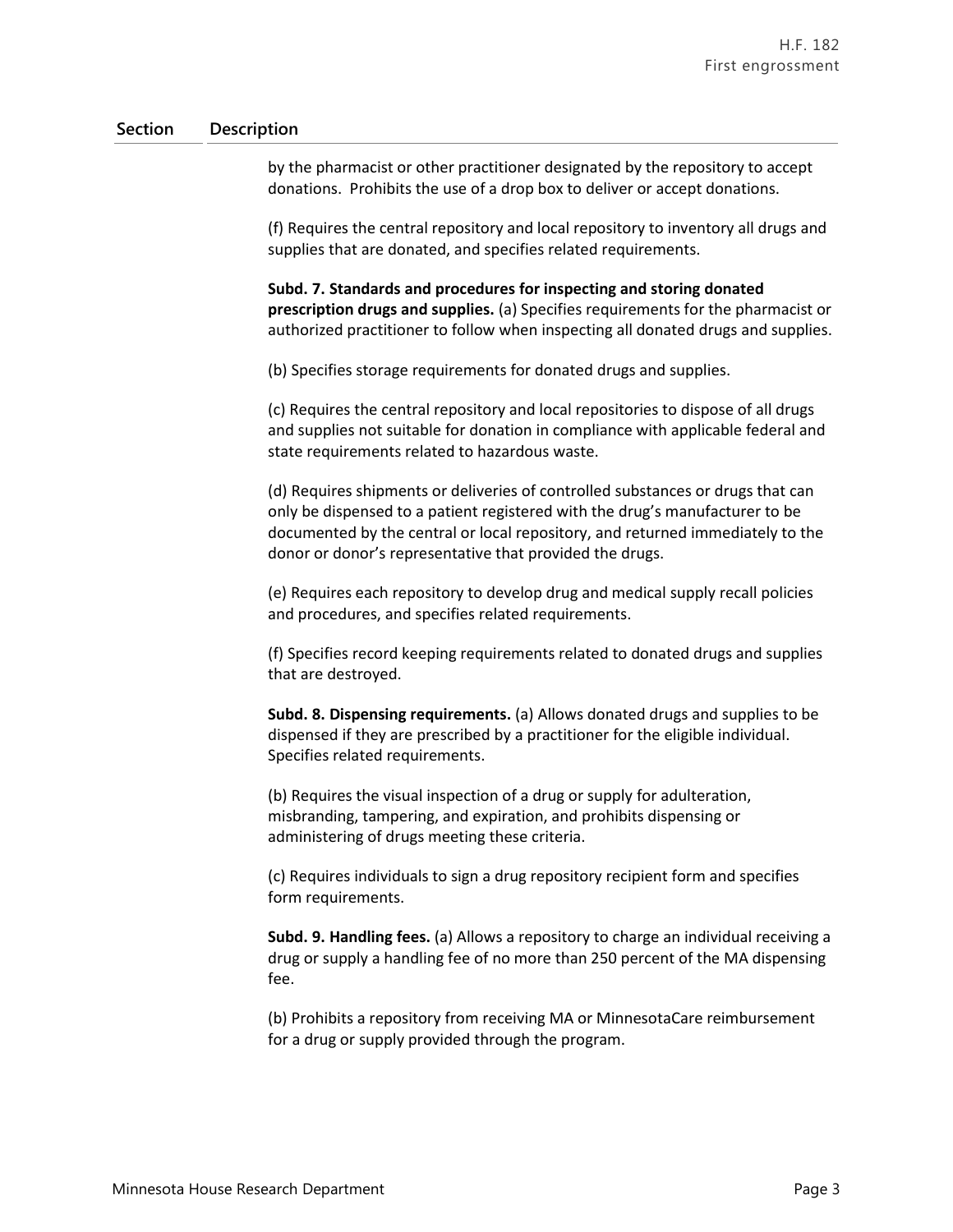| Section | Description |
|---|---|
| | by the pharmacist or other practitioner designated by the repository to accept donations. Prohibits the use of a drop box to deliver or accept donations. |
| | (f) Requires the central repository and local repository to inventory all drugs and supplies that are donated, and specifies related requirements. |
| | **Subd. 7. Standards and procedures for inspecting and storing donated prescription drugs and supplies.** (a) Specifies requirements for the pharmacist or authorized practitioner to follow when inspecting all donated drugs and supplies. |
| | (b) Specifies storage requirements for donated drugs and supplies. |
| | (c) Requires the central repository and local repositories to dispose of all drugs and supplies not suitable for donation in compliance with applicable federal and state requirements related to hazardous waste. |
| | (d) Requires shipments or deliveries of controlled substances or drugs that can only be dispensed to a patient registered with the drug's manufacturer to be documented by the central or local repository, and returned immediately to the donor or donor's representative that provided the drugs. |
| | (e) Requires each repository to develop drug and medical supply recall policies and procedures, and specifies related requirements. |
| | (f) Specifies record keeping requirements related to donated drugs and supplies that are destroyed. |
| | **Subd. 8. Dispensing requirements.** (a) Allows donated drugs and supplies to be dispensed if they are prescribed by a practitioner for the eligible individual. Specifies related requirements. |
| | (b) Requires the visual inspection of a drug or supply for adulteration, misbranding, tampering, and expiration, and prohibits dispensing or administering of drugs meeting these criteria. |
| | (c) Requires individuals to sign a drug repository recipient form and specifies form requirements. |
| | **Subd. 9. Handling fees.** (a) Allows a repository to charge an individual receiving a drug or supply a handling fee of no more than 250 percent of the MA dispensing fee. |
| | (b) Prohibits a repository from receiving MA or MinnesotaCare reimbursement for a drug or supply provided through the program. |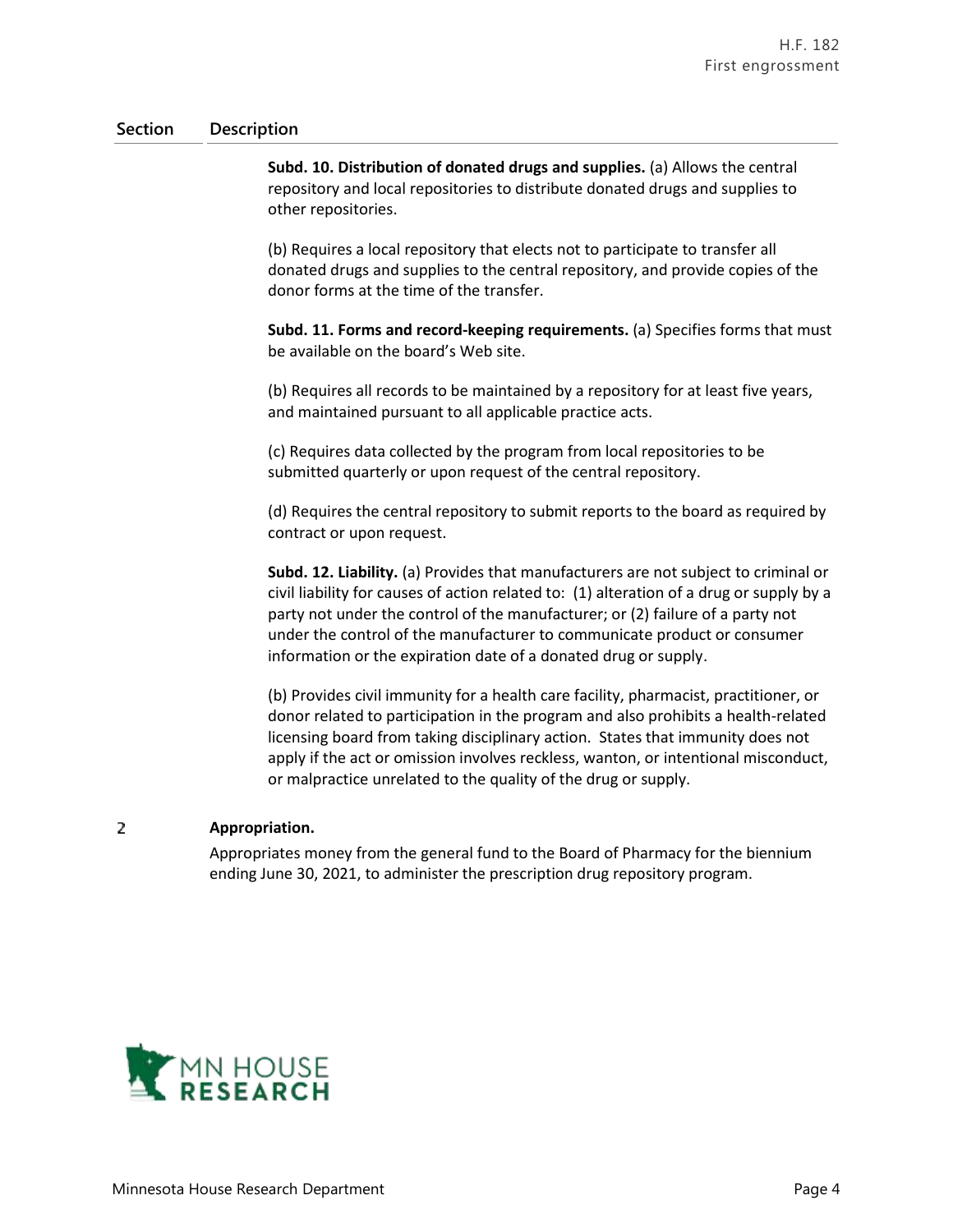| Section | Description |
|---|---|
| | **Subd. 10. Distribution of donated drugs and supplies.** (a) Allows the central repository and local repositories to distribute donated drugs and supplies to other repositories.<br><br>(b) Requires a local repository that elects not to participate to transfer all donated drugs and supplies to the central repository, and provide copies of the donor forms at the time of the transfer.<br><br>**Subd. 11. Forms and record-keeping requirements.** (a) Specifies forms that must be available on the board's Web site.<br><br>(b) Requires all records to be maintained by a repository for at least five years, and maintained pursuant to all applicable practice acts.<br><br>(c) Requires data collected by the program from local repositories to be submitted quarterly or upon request of the central repository.<br><br>(d) Requires the central repository to submit reports to the board as required by contract or upon request.<br><br>**Subd. 12. Liability.** (a) Provides that manufacturers are not subject to criminal or civil liability for causes of action related to: (1) alteration of a drug or supply by a party not under the control of the manufacturer; or (2) failure of a party not under the control of the manufacturer to communicate product or consumer information or the expiration date of a donated drug or supply.<br><br>(b) Provides civil immunity for a health care facility, pharmacist, practitioner, or donor related to participation in the program and also prohibits a health-related licensing board from taking disciplinary action. States that immunity does not apply if the act or omission involves reckless, wanton, or intentional misconduct, or malpractice unrelated to the quality of the drug or supply. |
| 2 | **Appropriation.**<br><br>Appropriates money from the general fund to the Board of Pharmacy for the biennium ending June 30, 2021, to administer the prescription drug repository program. |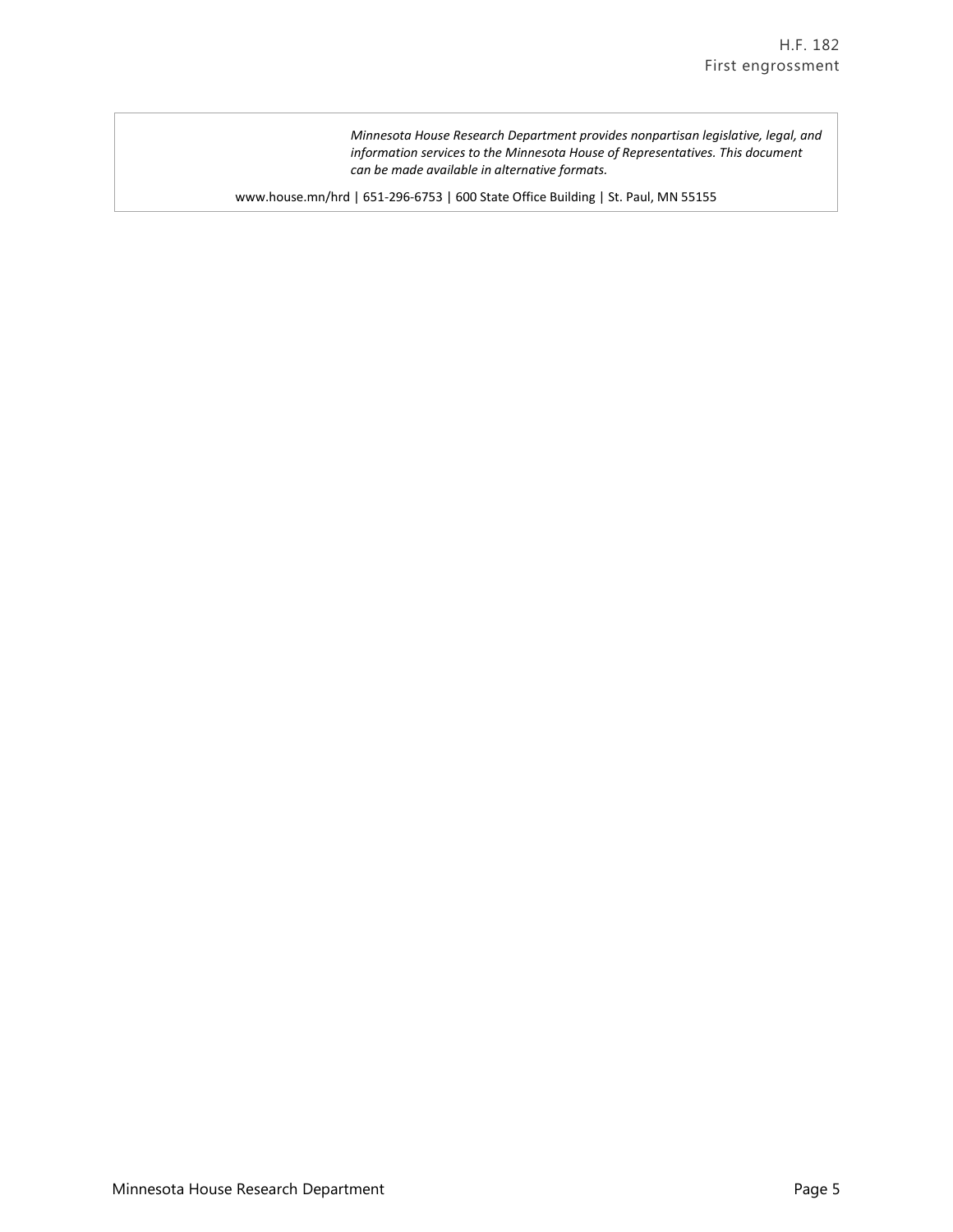*Minnesota House Research Department provides nonpartisan legislative, legal, and information services to the Minnesota House of Representatives. This document can be made available in alternative formats.*

www.house.mn/hrd | 651-296-6753 | 600 State Office Building | St. Paul, MN 55155